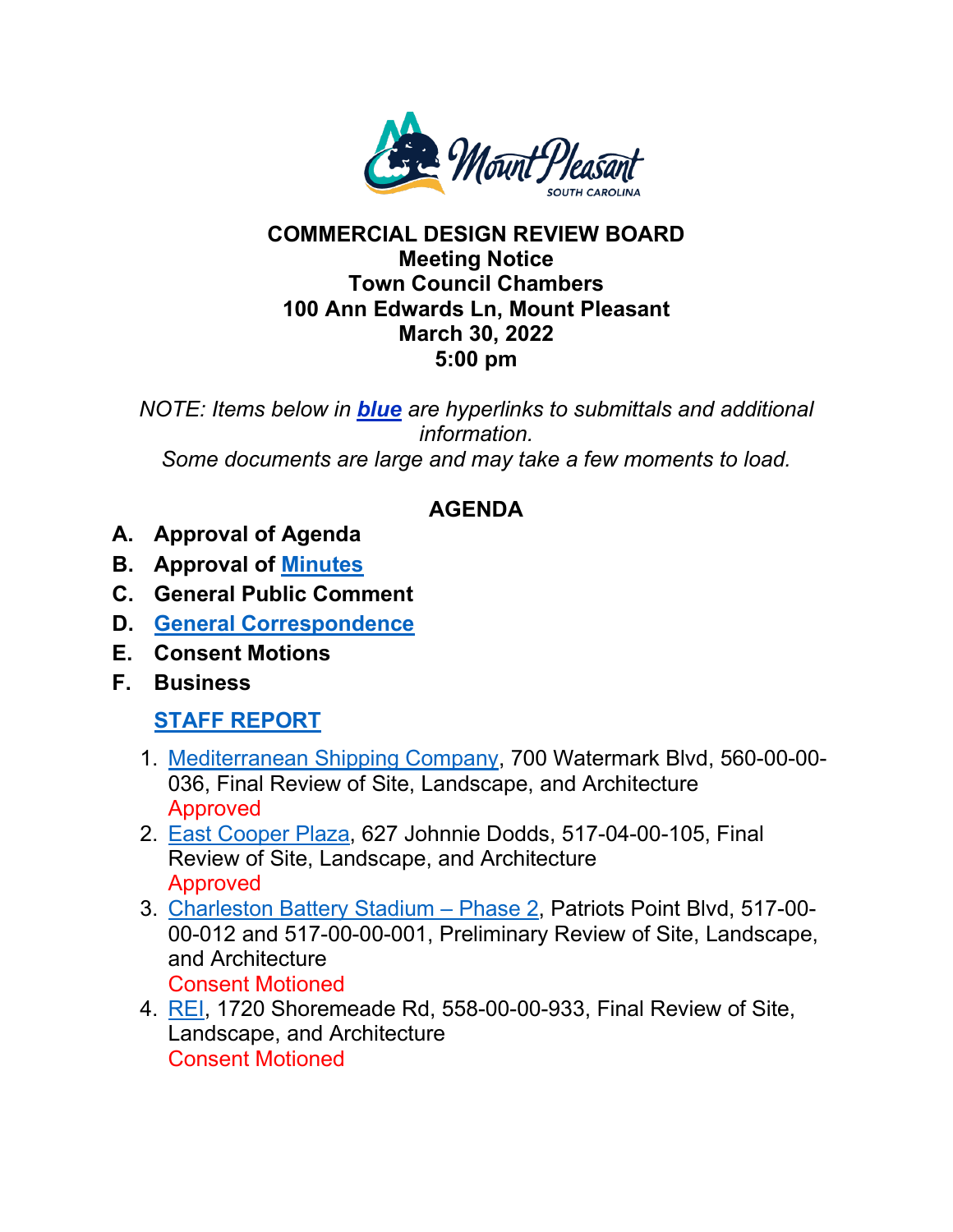**COMMERCIAL DESIGN REVIEW BOARD**
**Meeting Notice**
**Town Council Chambers**
**100 Ann Edwards Ln, Mount Pleasant**
**March 30, 2022**
**5:00 pm**

*NOTE: Items below in **blue** are hyperlinks to submittals and additional information.*
*Some documents are large and may take a few moments to load.*

## AGENDA

- **A. Approval of Agenda**
- **B. Approval of Minutes**
- **C. General Public Comment**
- **D. General Correspondence**
- **E. Consent Motions**
- **F. Business**

**STAFF REPORT**

1. Mediterranean Shipping Company, 700 Watermark Blvd, 560-00-00-036, Final Review of Site, Landscape, and Architecture
   Approved
2. East Cooper Plaza, 627 Johnnie Dodds, 517-04-00-105, Final Review of Site, Landscape, and Architecture
   Approved
3. Charleston Battery Stadium – Phase 2, Patriots Point Blvd, 517-00-00-012 and 517-00-00-001, Preliminary Review of Site, Landscape, and Architecture
   Consent Motioned
4. REI, 1720 Shoremeade Rd, 558-00-00-933, Final Review of Site, Landscape, and Architecture
   Consent Motioned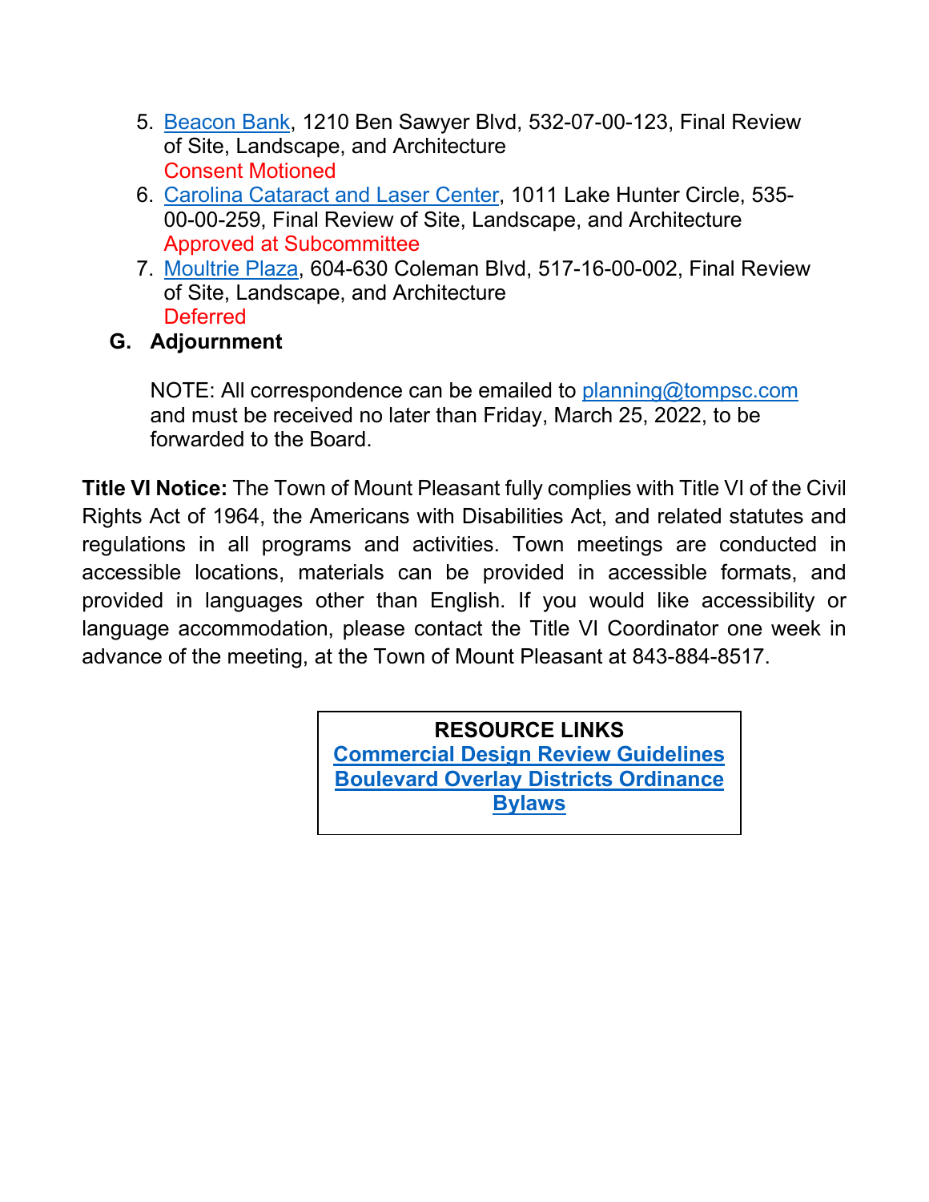5. Beacon Bank, 1210 Ben Sawyer Blvd, 532-07-00-123, Final Review of Site, Landscape, and Architecture
   Consent Motioned
6. Carolina Cataract and Laser Center, 1011 Lake Hunter Circle, 535-00-00-259, Final Review of Site, Landscape, and Architecture
   Approved at Subcommittee
7. Moultrie Plaza, 604-630 Coleman Blvd, 517-16-00-002, Final Review of Site, Landscape, and Architecture
   Deferred

**G. Adjournment**

NOTE: All correspondence can be emailed to planning@tompsc.com and must be received no later than Friday, March 25, 2022, to be forwarded to the Board.

**Title VI Notice:** The Town of Mount Pleasant fully complies with Title VI of the Civil Rights Act of 1964, the Americans with Disabilities Act, and related statutes and regulations in all programs and activities. Town meetings are conducted in accessible locations, materials can be provided in accessible formats, and provided in languages other than English. If you would like accessibility or language accommodation, please contact the Title VI Coordinator one week in advance of the meeting, at the Town of Mount Pleasant at 843-884-8517.

**RESOURCE LINKS**

**Commercial Design Review Guidelines**

**Boulevard Overlay Districts Ordinance**

**Bylaws**